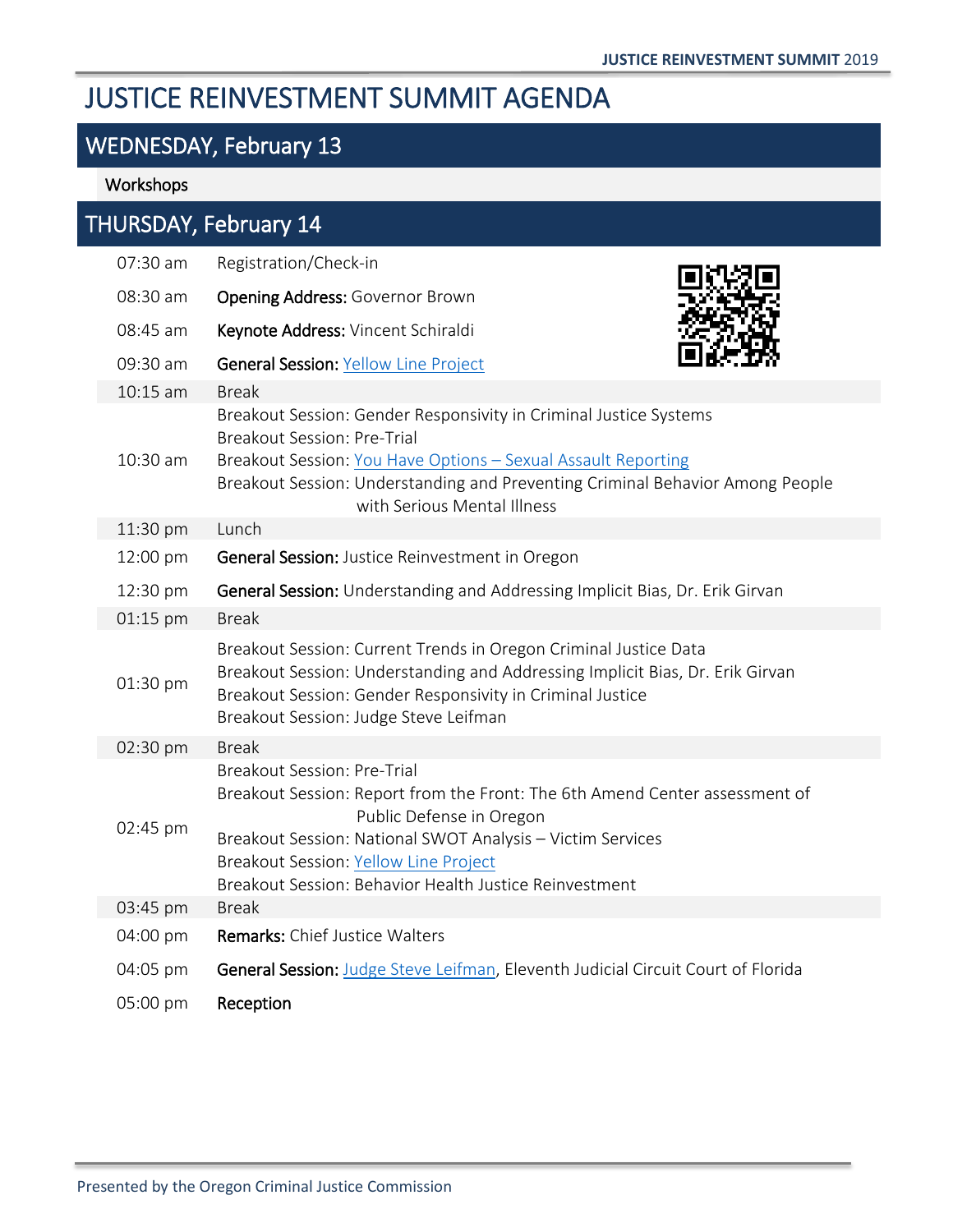# JUSTICE REINVESTMENT SUMMIT AGENDA

## WEDNESDAY, February 13

Workshops

## THURSDAY, February 14

| Time | Session |
|---|---|
| 07:30 am | Registration/Check-in |
| 08:30 am | **Opening Address:** Governor Brown |
| 08:45 am | **Keynote Address:** Vincent Schiraldi |
| 09:30 am | **General Session:** Yellow Line Project |
| 10:15 am | Break |
| 10:30 am | Breakout Session: Gender Responsivity in Criminal Justice Systems<br>Breakout Session: Pre-Trial<br>Breakout Session: You Have Options – Sexual Assault Reporting<br>Breakout Session: Understanding and Preventing Criminal Behavior Among People with Serious Mental Illness |
| 11:30 pm | Lunch |
| 12:00 pm | **General Session:** Justice Reinvestment in Oregon |
| 12:30 pm | **General Session:** Understanding and Addressing Implicit Bias, Dr. Erik Girvan |
| 01:15 pm | Break |
| 01:30 pm | Breakout Session: Current Trends in Oregon Criminal Justice Data<br>Breakout Session: Understanding and Addressing Implicit Bias, Dr. Erik Girvan<br>Breakout Session: Gender Responsivity in Criminal Justice<br>Breakout Session: Judge Steve Leifman |
| 02:30 pm | Break |
| 02:45 pm | Breakout Session: Pre-Trial<br>Breakout Session: Report from the Front: The 6th Amend Center assessment of Public Defense in Oregon<br>Breakout Session: National SWOT Analysis – Victim Services<br>Breakout Session: Yellow Line Project<br>Breakout Session: Behavior Health Justice Reinvestment |
| 03:45 pm | Break |
| 04:00 pm | **Remarks:** Chief Justice Walters |
| 04:05 pm | **General Session:** Judge Steve Leifman, Eleventh Judicial Circuit Court of Florida |
| 05:00 pm | **Reception** |

Presented by the Oregon Criminal Justice Commission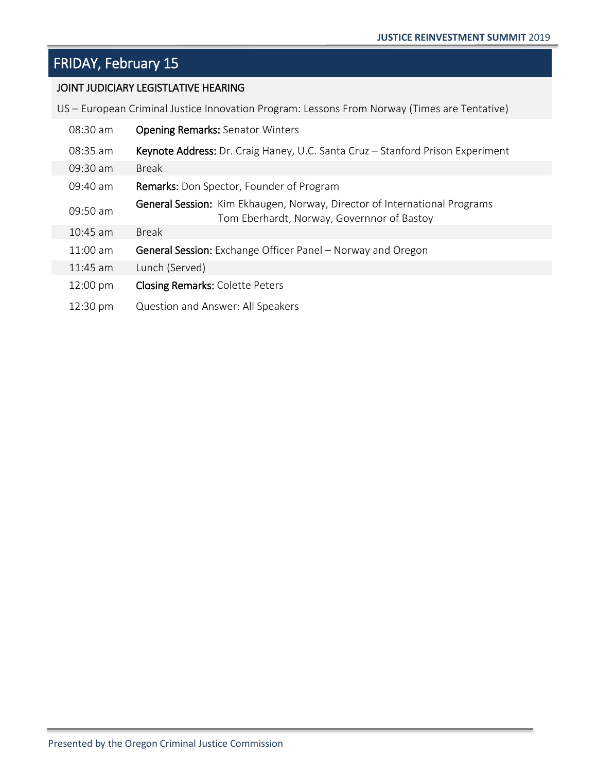# FRIDAY, February 15

## JOINT JUDICIARY LEGISTLATIVE HEARING

US – European Criminal Justice Innovation Program: Lessons From Norway (Times are Tentative)

| | |
|---|---|
| 08:30 am | **Opening Remarks:** Senator Winters |
| 08:35 am | **Keynote Address:** Dr. Craig Haney, U.C. Santa Cruz – Stanford Prison Experiment |
| 09:30 am | Break |
| 09:40 am | **Remarks:** Don Spector, Founder of Program |
| 09:50 am | **General Session:** Kim Ekhaugen, Norway, Director of International Programs<br>Tom Eberhardt, Norway, Governnor of Bastoy |
| 10:45 am | Break |
| 11:00 am | **General Session:** Exchange Officer Panel – Norway and Oregon |
| 11:45 am | Lunch (Served) |
| 12:00 pm | **Closing Remarks:** Colette Peters |
| 12:30 pm | Question and Answer: All Speakers |